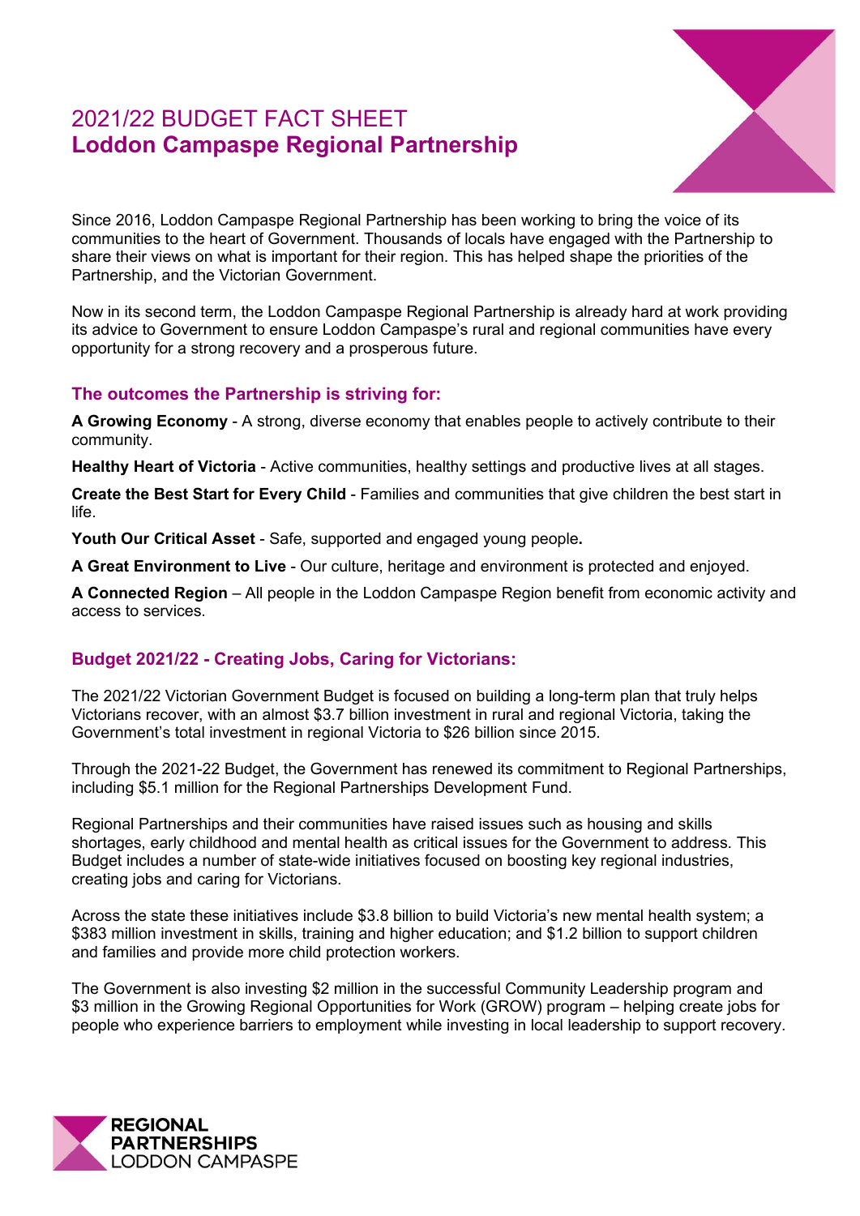# 2021/22 BUDGET FACT SHEET
## Loddon Campaspe Regional Partnership

Since 2016, Loddon Campaspe Regional Partnership has been working to bring the voice of its communities to the heart of Government. Thousands of locals have engaged with the Partnership to share their views on what is important for their region. This has helped shape the priorities of the Partnership, and the Victorian Government.

Now in its second term, the Loddon Campaspe Regional Partnership is already hard at work providing its advice to Government to ensure Loddon Campaspe's rural and regional communities have every opportunity for a strong recovery and a prosperous future.

### The outcomes the Partnership is striving for:

**A Growing Economy** - A strong, diverse economy that enables people to actively contribute to their community.

**Healthy Heart of Victoria** - Active communities, healthy settings and productive lives at all stages.

**Create the Best Start for Every Child** - Families and communities that give children the best start in life.

**Youth Our Critical Asset** - Safe, supported and engaged young people**.**

**A Great Environment to Live** - Our culture, heritage and environment is protected and enjoyed.

**A Connected Region** – All people in the Loddon Campaspe Region benefit from economic activity and access to services.

### Budget 2021/22 - Creating Jobs, Caring for Victorians:

The 2021/22 Victorian Government Budget is focused on building a long-term plan that truly helps Victorians recover, with an almost $3.7 billion investment in rural and regional Victoria, taking the Government's total investment in regional Victoria to $26 billion since 2015.

Through the 2021-22 Budget, the Government has renewed its commitment to Regional Partnerships, including $5.1 million for the Regional Partnerships Development Fund.

Regional Partnerships and their communities have raised issues such as housing and skills shortages, early childhood and mental health as critical issues for the Government to address. This Budget includes a number of state-wide initiatives focused on boosting key regional industries, creating jobs and caring for Victorians.

Across the state these initiatives include $3.8 billion to build Victoria's new mental health system; a $383 million investment in skills, training and higher education; and $1.2 billion to support children and families and provide more child protection workers.

The Government is also investing $2 million in the successful Community Leadership program and $3 million in the Growing Regional Opportunities for Work (GROW) program – helping create jobs for people who experience barriers to employment while investing in local leadership to support recovery.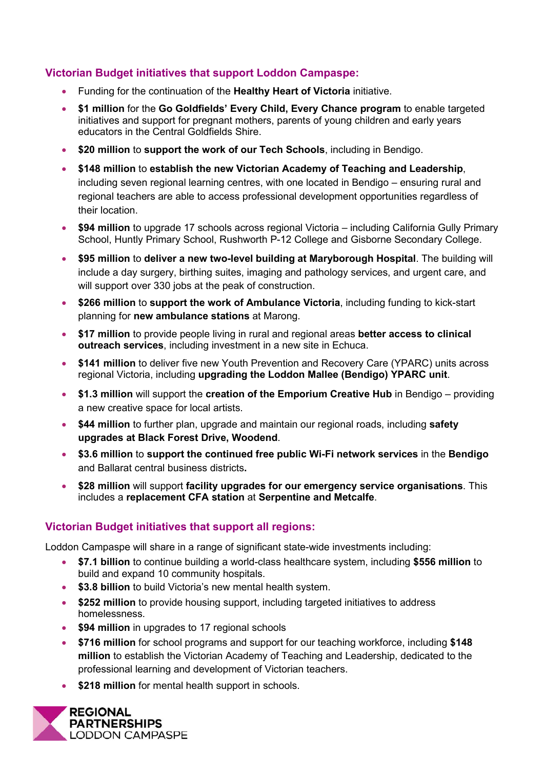## Victorian Budget initiatives that support Loddon Campaspe:

- Funding for the continuation of the **Healthy Heart of Victoria** initiative.
- **$1 million** for the **Go Goldfields' Every Child, Every Chance program** to enable targeted initiatives and support for pregnant mothers, parents of young children and early years educators in the Central Goldfields Shire.
- **$20 million** to **support the work of our Tech Schools**, including in Bendigo.
- **$148 million** to **establish the new Victorian Academy of Teaching and Leadership**, including seven regional learning centres, with one located in Bendigo – ensuring rural and regional teachers are able to access professional development opportunities regardless of their location.
- **$94 million** to upgrade 17 schools across regional Victoria – including California Gully Primary School, Huntly Primary School, Rushworth P-12 College and Gisborne Secondary College.
- **$95 million** to **deliver a new two-level building at Maryborough Hospital**. The building will include a day surgery, birthing suites, imaging and pathology services, and urgent care, and will support over 330 jobs at the peak of construction.
- **$266 million** to **support the work of Ambulance Victoria**, including funding to kick-start planning for **new ambulance stations** at Marong.
- **$17 million** to provide people living in rural and regional areas **better access to clinical outreach services**, including investment in a new site in Echuca.
- **$141 million** to deliver five new Youth Prevention and Recovery Care (YPARC) units across regional Victoria, including **upgrading the Loddon Mallee (Bendigo) YPARC unit**.
- **$1.3 million** will support the **creation of the Emporium Creative Hub** in Bendigo – providing a new creative space for local artists.
- **$44 million** to further plan, upgrade and maintain our regional roads, including **safety upgrades at Black Forest Drive, Woodend**.
- **$3.6 million** to **support the continued free public Wi-Fi network services** in the **Bendigo** and Ballarat central business districts**.**
- **$28 million** will support **facility upgrades for our emergency service organisations**. This includes a **replacement CFA station** at **Serpentine and Metcalfe**.

## Victorian Budget initiatives that support all regions:

Loddon Campaspe will share in a range of significant state-wide investments including:

- **$7.1 billion** to continue building a world-class healthcare system, including **$556 million** to build and expand 10 community hospitals.
- **$3.8 billion** to build Victoria's new mental health system.
- **$252 million** to provide housing support, including targeted initiatives to address homelessness.
- **$94 million** in upgrades to 17 regional schools
- **$716 million** for school programs and support for our teaching workforce, including **$148 million** to establish the Victorian Academy of Teaching and Leadership, dedicated to the professional learning and development of Victorian teachers.
- **$218 million** for mental health support in schools.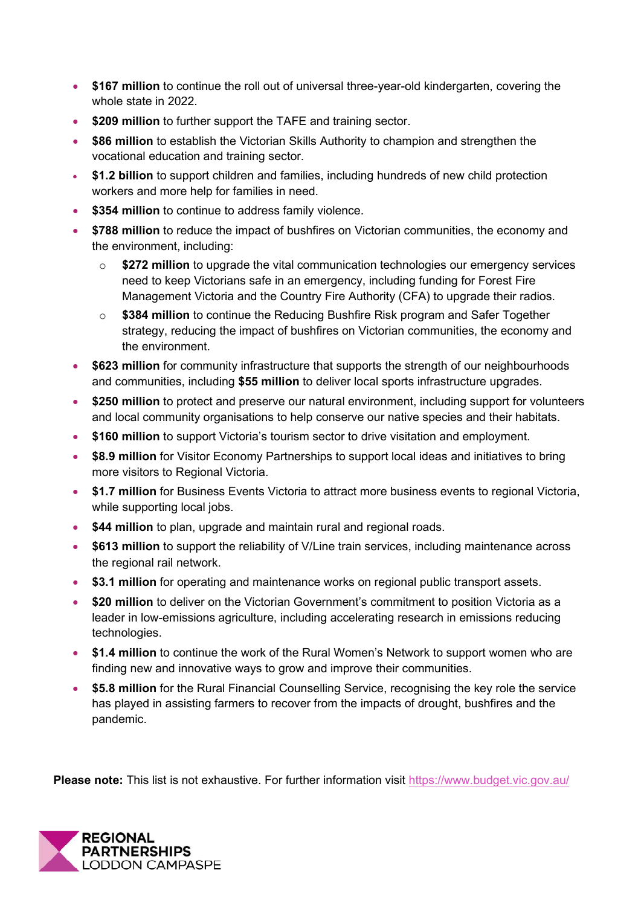- **$167 million** to continue the roll out of universal three-year-old kindergarten, covering the whole state in 2022.
- **$209 million** to further support the TAFE and training sector.
- **$86 million** to establish the Victorian Skills Authority to champion and strengthen the vocational education and training sector.
- **$1.2 billion** to support children and families, including hundreds of new child protection workers and more help for families in need.
- **$354 million** to continue to address family violence.
- **$788 million** to reduce the impact of bushfires on Victorian communities, the economy and the environment, including:
  - **$272 million** to upgrade the vital communication technologies our emergency services need to keep Victorians safe in an emergency, including funding for Forest Fire Management Victoria and the Country Fire Authority (CFA) to upgrade their radios.
  - **$384 million** to continue the Reducing Bushfire Risk program and Safer Together strategy, reducing the impact of bushfires on Victorian communities, the economy and the environment.
- **$623 million** for community infrastructure that supports the strength of our neighbourhoods and communities, including **$55 million** to deliver local sports infrastructure upgrades.
- **$250 million** to protect and preserve our natural environment, including support for volunteers and local community organisations to help conserve our native species and their habitats.
- **$160 million** to support Victoria's tourism sector to drive visitation and employment.
- **$8.9 million** for Visitor Economy Partnerships to support local ideas and initiatives to bring more visitors to Regional Victoria.
- **$1.7 million** for Business Events Victoria to attract more business events to regional Victoria, while supporting local jobs.
- **$44 million** to plan, upgrade and maintain rural and regional roads.
- **$613 million** to support the reliability of V/Line train services, including maintenance across the regional rail network.
- **$3.1 million** for operating and maintenance works on regional public transport assets.
- **$20 million** to deliver on the Victorian Government's commitment to position Victoria as a leader in low-emissions agriculture, including accelerating research in emissions reducing technologies.
- **$1.4 million** to continue the work of the Rural Women's Network to support women who are finding new and innovative ways to grow and improve their communities.
- **$5.8 million** for the Rural Financial Counselling Service, recognising the key role the service has played in assisting farmers to recover from the impacts of drought, bushfires and the pandemic.

**Please note:** This list is not exhaustive. For further information visit https://www.budget.vic.gov.au/

REGIONAL PARTNERSHIPS
LODDON CAMPASPE